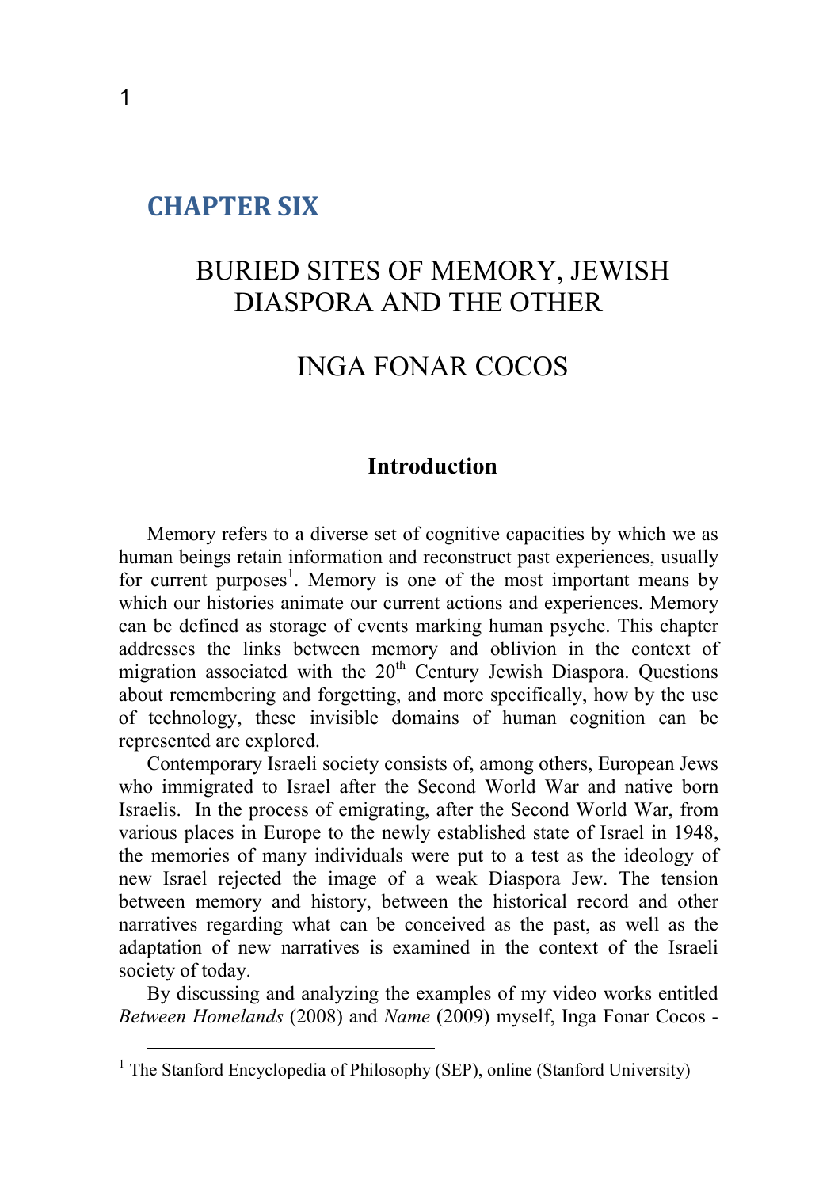## CHAPTER SIX

# BURIED SITES OF MEMORY, JEWISH DIASPORA AND THE OTHER

## INGA FONAR COCOS

### Introduction

Memory refers to a diverse set of cognitive capacities by which we as human beings retain information and reconstruct past experiences, usually for current purposes[1]. Memory is one of the most important means by which our histories animate our current actions and experiences. Memory can be defined as storage of events marking human psyche. This chapter addresses the links between memory and oblivion in the context of migration associated with the 20th Century Jewish Diaspora. Questions about remembering and forgetting, and more specifically, how by the use of technology, these invisible domains of human cognition can be represented are explored.

Contemporary Israeli society consists of, among others, European Jews who immigrated to Israel after the Second World War and native born Israelis. In the process of emigrating, after the Second World War, from various places in Europe to the newly established state of Israel in 1948, the memories of many individuals were put to a test as the ideology of new Israel rejected the image of a weak Diaspora Jew. The tension between memory and history, between the historical record and other narratives regarding what can be conceived as the past, as well as the adaptation of new narratives is examined in the context of the Israeli society of today.

By discussing and analyzing the examples of my video works entitled *Between Homelands* (2008) and *Name* (2009) myself, Inga Fonar Cocos -

---

[1] The Stanford Encyclopedia of Philosophy (SEP), online (Stanford University)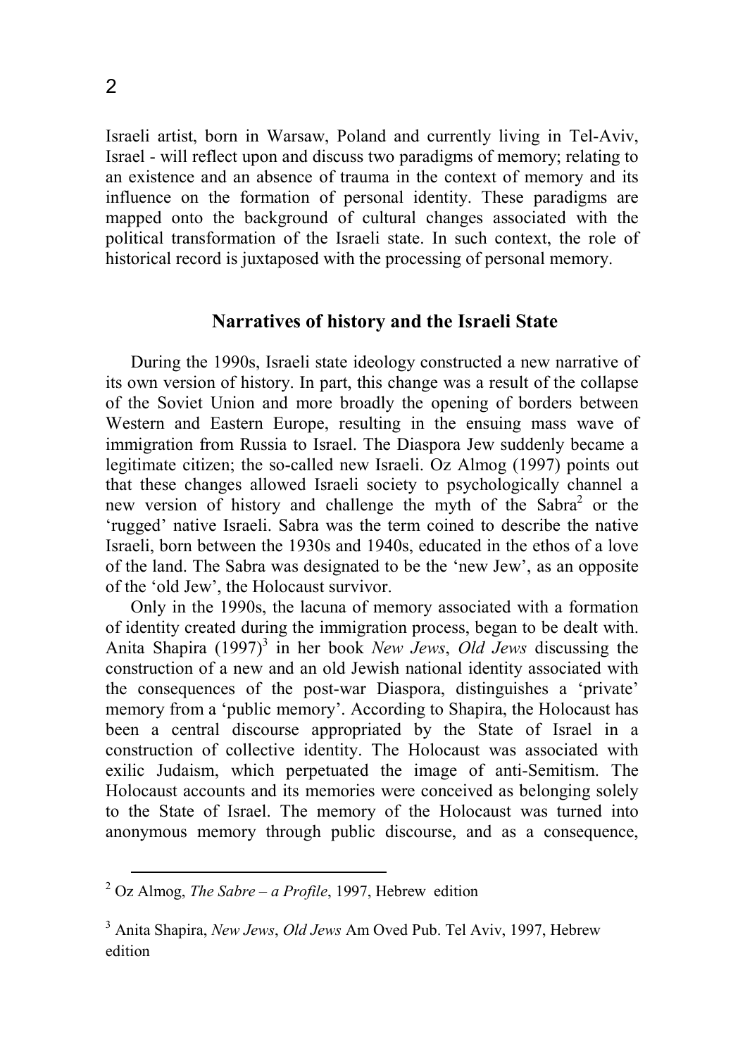Israeli artist, born in Warsaw, Poland and currently living in Tel-Aviv, Israel - will reflect upon and discuss two paradigms of memory; relating to an existence and an absence of trauma in the context of memory and its influence on the formation of personal identity. These paradigms are mapped onto the background of cultural changes associated with the political transformation of the Israeli state. In such context, the role of historical record is juxtaposed with the processing of personal memory.

## Narratives of history and the Israeli State

During the 1990s, Israeli state ideology constructed a new narrative of its own version of history. In part, this change was a result of the collapse of the Soviet Union and more broadly the opening of borders between Western and Eastern Europe, resulting in the ensuing mass wave of immigration from Russia to Israel. The Diaspora Jew suddenly became a legitimate citizen; the so-called new Israeli. Oz Almog (1997) points out that these changes allowed Israeli society to psychologically channel a new version of history and challenge the myth of the Sabra[2] or the 'rugged' native Israeli. Sabra was the term coined to describe the native Israeli, born between the 1930s and 1940s, educated in the ethos of a love of the land. The Sabra was designated to be the 'new Jew', as an opposite of the 'old Jew', the Holocaust survivor.

Only in the 1990s, the lacuna of memory associated with a formation of identity created during the immigration process, began to be dealt with. Anita Shapira (1997)[3] in her book *New Jews*, *Old Jews* discussing the construction of a new and an old Jewish national identity associated with the consequences of the post-war Diaspora, distinguishes a 'private' memory from a 'public memory'. According to Shapira, the Holocaust has been a central discourse appropriated by the State of Israel in a construction of collective identity. The Holocaust was associated with exilic Judaism, which perpetuated the image of anti-Semitism. The Holocaust accounts and its memories were conceived as belonging solely to the State of Israel. The memory of the Holocaust was turned into anonymous memory through public discourse, and as a consequence,

---

[2] Oz Almog, *The Sabre – a Profile*, 1997, Hebrew edition

[3] Anita Shapira, *New Jews*, *Old Jews* Am Oved Pub. Tel Aviv, 1997, Hebrew edition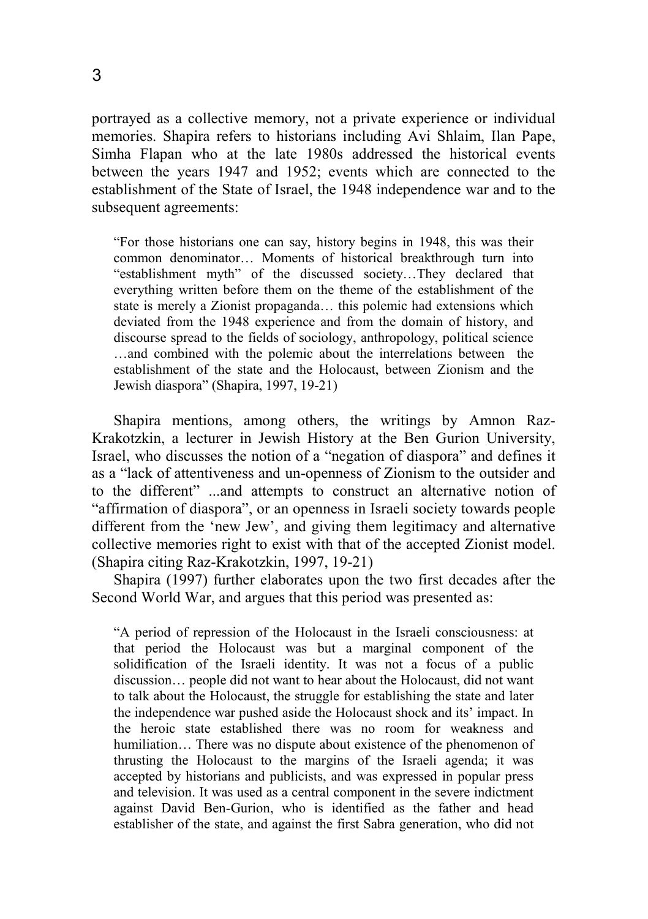portrayed as a collective memory, not a private experience or individual memories. Shapira refers to historians including Avi Shlaim, Ilan Pape, Simha Flapan who at the late 1980s addressed the historical events between the years 1947 and 1952; events which are connected to the establishment of the State of Israel, the 1948 independence war and to the subsequent agreements:

> "For those historians one can say, history begins in 1948, this was their common denominator… Moments of historical breakthrough turn into "establishment myth" of the discussed society…They declared that everything written before them on the theme of the establishment of the state is merely a Zionist propaganda… this polemic had extensions which deviated from the 1948 experience and from the domain of history, and discourse spread to the fields of sociology, anthropology, political science …and combined with the polemic about the interrelations between the establishment of the state and the Holocaust, between Zionism and the Jewish diaspora" (Shapira, 1997, 19-21)

Shapira mentions, among others, the writings by Amnon Raz-Krakotzkin, a lecturer in Jewish History at the Ben Gurion University, Israel, who discusses the notion of a "negation of diaspora" and defines it as a "lack of attentiveness and un-openness of Zionism to the outsider and to the different" ...and attempts to construct an alternative notion of "affirmation of diaspora", or an openness in Israeli society towards people different from the 'new Jew', and giving them legitimacy and alternative collective memories right to exist with that of the accepted Zionist model. (Shapira citing Raz-Krakotzkin, 1997, 19-21)

Shapira (1997) further elaborates upon the two first decades after the Second World War, and argues that this period was presented as:

> "A period of repression of the Holocaust in the Israeli consciousness: at that period the Holocaust was but a marginal component of the solidification of the Israeli identity. It was not a focus of a public discussion… people did not want to hear about the Holocaust, did not want to talk about the Holocaust, the struggle for establishing the state and later the independence war pushed aside the Holocaust shock and its' impact. In the heroic state established there was no room for weakness and humiliation… There was no dispute about existence of the phenomenon of thrusting the Holocaust to the margins of the Israeli agenda; it was accepted by historians and publicists, and was expressed in popular press and television. It was used as a central component in the severe indictment against David Ben-Gurion, who is identified as the father and head establisher of the state, and against the first Sabra generation, who did not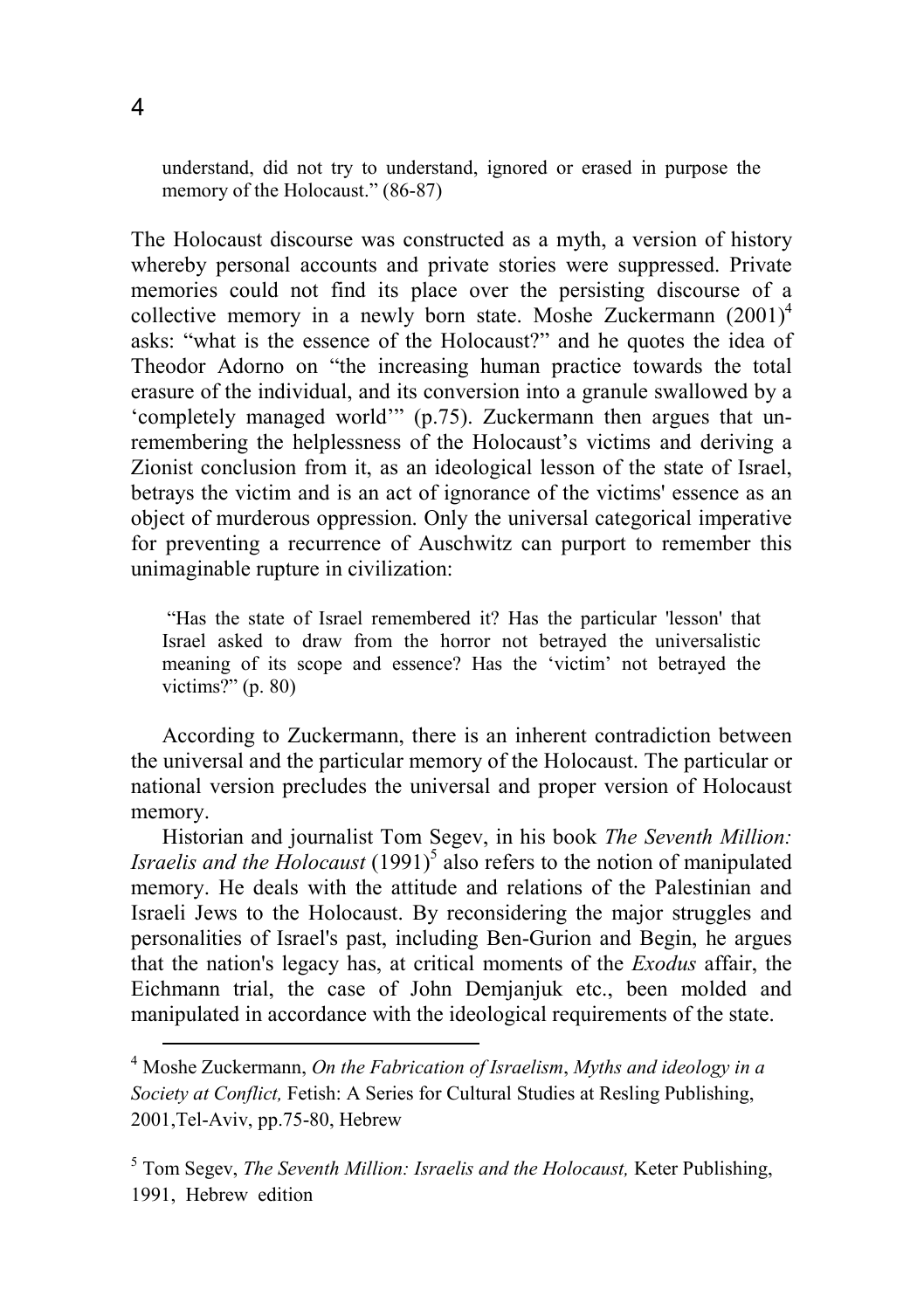> understand, did not try to understand, ignored or erased in purpose the memory of the Holocaust." (86-87)

The Holocaust discourse was constructed as a myth, a version of history whereby personal accounts and private stories were suppressed. Private memories could not find its place over the persisting discourse of a collective memory in a newly born state. Moshe Zuckermann (2001)[4] asks: "what is the essence of the Holocaust?" and he quotes the idea of Theodor Adorno on "the increasing human practice towards the total erasure of the individual, and its conversion into a granule swallowed by a 'completely managed world'" (p.75). Zuckermann then argues that un-remembering the helplessness of the Holocaust's victims and deriving a Zionist conclusion from it, as an ideological lesson of the state of Israel, betrays the victim and is an act of ignorance of the victims' essence as an object of murderous oppression. Only the universal categorical imperative for preventing a recurrence of Auschwitz can purport to remember this unimaginable rupture in civilization:

> "Has the state of Israel remembered it? Has the particular 'lesson' that Israel asked to draw from the horror not betrayed the universalistic meaning of its scope and essence? Has the 'victim' not betrayed the victims?" (p. 80)

According to Zuckermann, there is an inherent contradiction between the universal and the particular memory of the Holocaust. The particular or national version precludes the universal and proper version of Holocaust memory.

Historian and journalist Tom Segev, in his book *The Seventh Million: Israelis and the Holocaust* (1991)[5] also refers to the notion of manipulated memory. He deals with the attitude and relations of the Palestinian and Israeli Jews to the Holocaust. By reconsidering the major struggles and personalities of Israel's past, including Ben-Gurion and Begin, he argues that the nation's legacy has, at critical moments of the *Exodus* affair, the Eichmann trial, the case of John Demjanjuk etc., been molded and manipulated in accordance with the ideological requirements of the state.

---

[4] Moshe Zuckermann, *On the Fabrication of Israelism*, *Myths and ideology in a Society at Conflict,* Fetish: A Series for Cultural Studies at Resling Publishing, 2001,Tel-Aviv, pp.75-80, Hebrew

[5] Tom Segev, *The Seventh Million: Israelis and the Holocaust,* Keter Publishing, 1991, Hebrew edition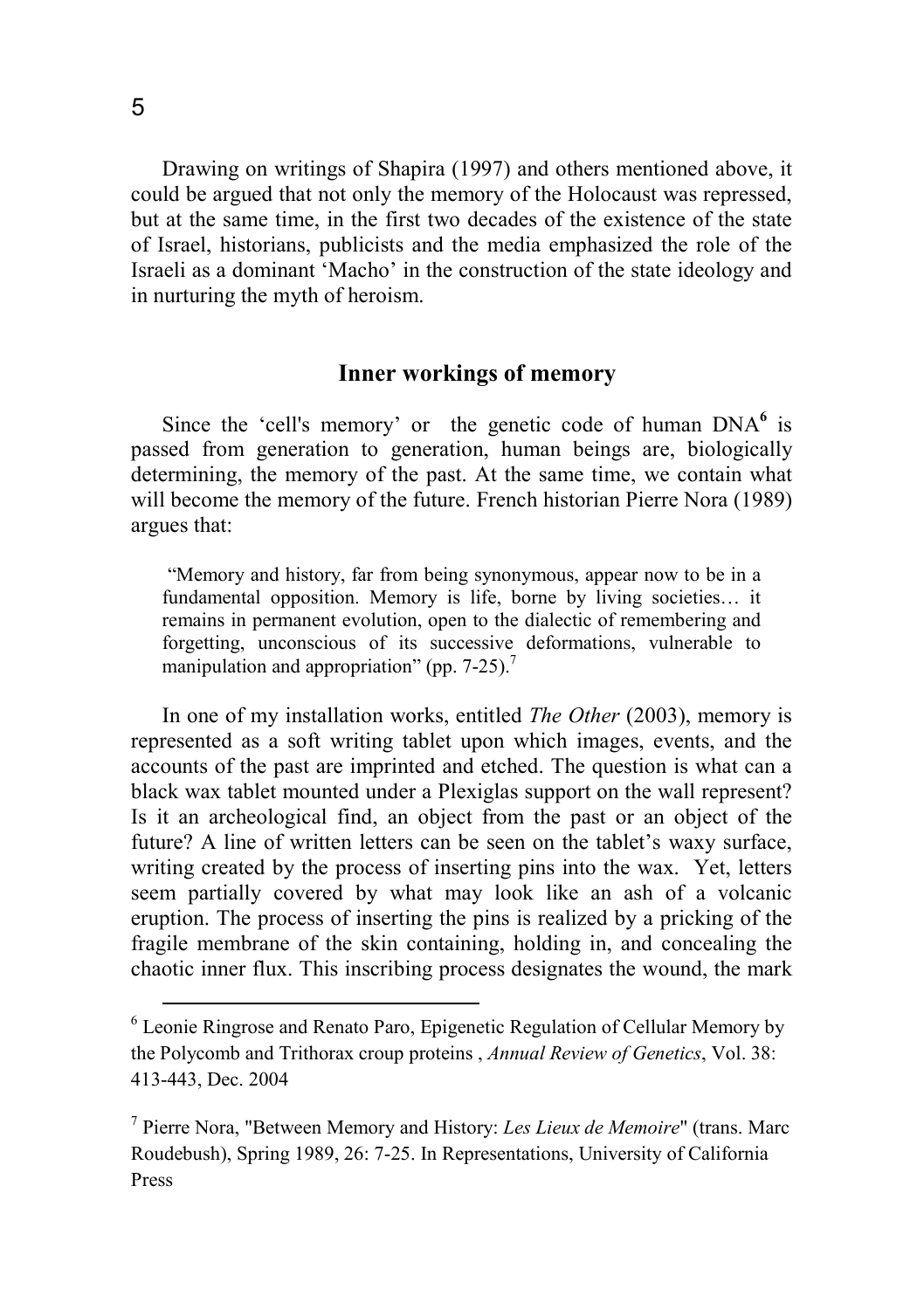Drawing on writings of Shapira (1997) and others mentioned above, it could be argued that not only the memory of the Holocaust was repressed, but at the same time, in the first two decades of the existence of the state of Israel, historians, publicists and the media emphasized the role of the Israeli as a dominant 'Macho' in the construction of the state ideology and in nurturing the myth of heroism.

## Inner workings of memory

Since the 'cell's memory' or the genetic code of human DNA[6] is passed from generation to generation, human beings are, biologically determining, the memory of the past. At the same time, we contain what will become the memory of the future. French historian Pierre Nora (1989) argues that:

> "Memory and history, far from being synonymous, appear now to be in a fundamental opposition. Memory is life, borne by living societies… it remains in permanent evolution, open to the dialectic of remembering and forgetting, unconscious of its successive deformations, vulnerable to manipulation and appropriation" (pp. 7-25).[7]

In one of my installation works, entitled *The Other* (2003), memory is represented as a soft writing tablet upon which images, events, and the accounts of the past are imprinted and etched. The question is what can a black wax tablet mounted under a Plexiglas support on the wall represent? Is it an archeological find, an object from the past or an object of the future? A line of written letters can be seen on the tablet's waxy surface, writing created by the process of inserting pins into the wax. Yet, letters seem partially covered by what may look like an ash of a volcanic eruption. The process of inserting the pins is realized by a pricking of the fragile membrane of the skin containing, holding in, and concealing the chaotic inner flux. This inscribing process designates the wound, the mark

---

[6] Leonie Ringrose and Renato Paro, Epigenetic Regulation of Cellular Memory by the Polycomb and Trithorax croup proteins , *Annual Review of Genetics*, Vol. 38: 413-443, Dec. 2004

[7] Pierre Nora, "Between Memory and History: *Les Lieux de Memoire*" (trans. Marc Roudebush), Spring 1989, 26: 7-25. In Representations, University of California Press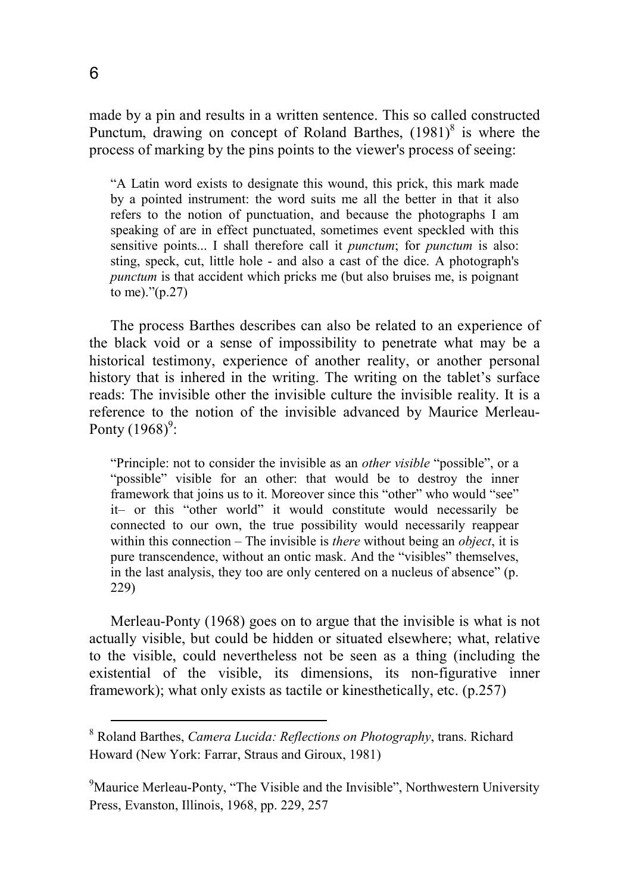made by a pin and results in a written sentence. This so called constructed Punctum, drawing on concept of Roland Barthes, (1981)[8] is where the process of marking by the pins points to the viewer's process of seeing:

> "A Latin word exists to designate this wound, this prick, this mark made by a pointed instrument: the word suits me all the better in that it also refers to the notion of punctuation, and because the photographs I am speaking of are in effect punctuated, sometimes event speckled with this sensitive points... I shall therefore call it *punctum*; for *punctum* is also: sting, speck, cut, little hole - and also a cast of the dice. A photograph's *punctum* is that accident which pricks me (but also bruises me, is poignant to me)."(p.27)

The process Barthes describes can also be related to an experience of the black void or a sense of impossibility to penetrate what may be a historical testimony, experience of another reality, or another personal history that is inhered in the writing. The writing on the tablet's surface reads: The invisible other the invisible culture the invisible reality. It is a reference to the notion of the invisible advanced by Maurice Merleau-Ponty (1968)[9]:

> "Principle: not to consider the invisible as an *other visible* "possible", or a "possible" visible for an other: that would be to destroy the inner framework that joins us to it. Moreover since this "other" who would "see" it– or this "other world" it would constitute would necessarily be connected to our own, the true possibility would necessarily reappear within this connection – The invisible is *there* without being an *object*, it is pure transcendence, without an ontic mask. And the "visibles" themselves, in the last analysis, they too are only centered on a nucleus of absence" (p. 229)

Merleau-Ponty (1968) goes on to argue that the invisible is what is not actually visible, but could be hidden or situated elsewhere; what, relative to the visible, could nevertheless not be seen as a thing (including the existential of the visible, its dimensions, its non-figurative inner framework); what only exists as tactile or kinesthetically, etc. (p.257)

---

[8] Roland Barthes, *Camera Lucida: Reflections on Photography*, trans. Richard Howard (New York: Farrar, Straus and Giroux, 1981)

[9] Maurice Merleau-Ponty, "The Visible and the Invisible", Northwestern University Press, Evanston, Illinois, 1968, pp. 229, 257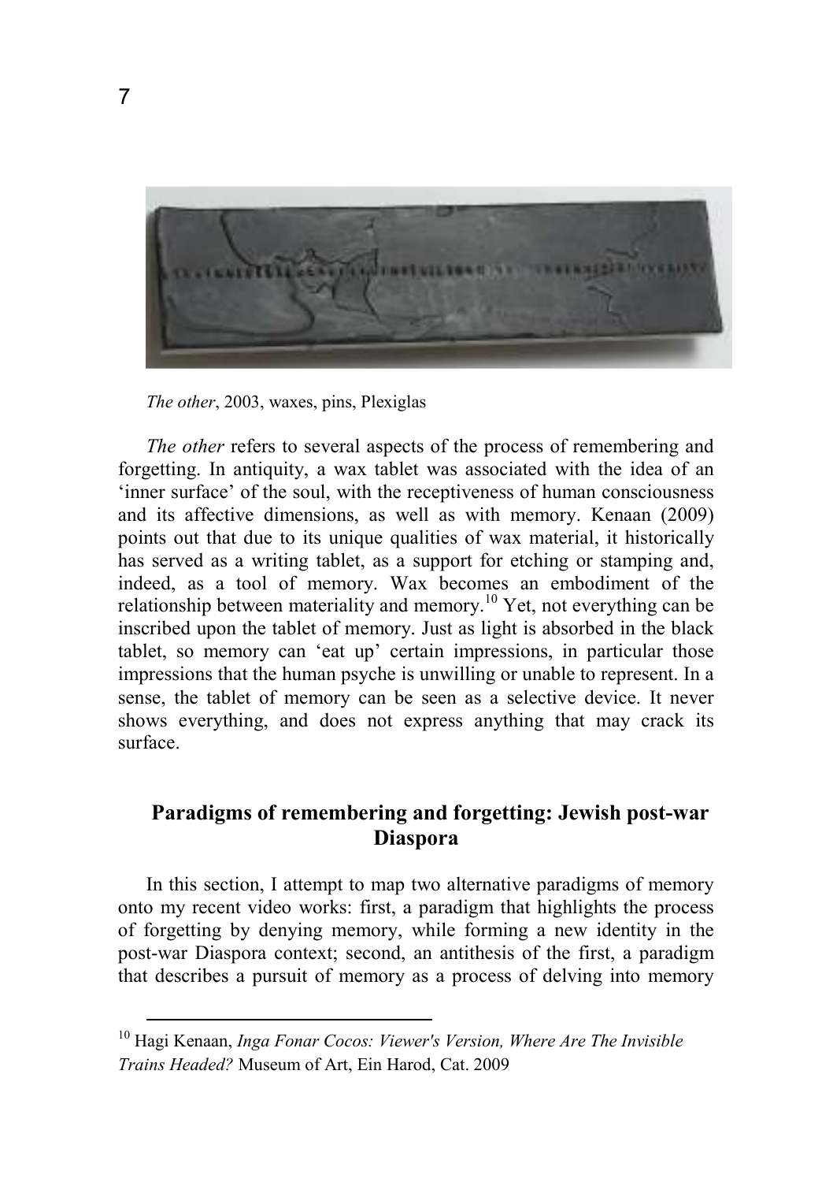*The other*, 2003, waxes, pins, Plexiglas

*The other* refers to several aspects of the process of remembering and forgetting. In antiquity, a wax tablet was associated with the idea of an 'inner surface' of the soul, with the receptiveness of human consciousness and its affective dimensions, as well as with memory. Kenaan (2009) points out that due to its unique qualities of wax material, it historically has served as a writing tablet, as a support for etching or stamping and, indeed, as a tool of memory. Wax becomes an embodiment of the relationship between materiality and memory.[10] Yet, not everything can be inscribed upon the tablet of memory. Just as light is absorbed in the black tablet, so memory can 'eat up' certain impressions, in particular those impressions that the human psyche is unwilling or unable to represent. In a sense, the tablet of memory can be seen as a selective device. It never shows everything, and does not express anything that may crack its surface.

## Paradigms of remembering and forgetting: Jewish post-war Diaspora

In this section, I attempt to map two alternative paradigms of memory onto my recent video works: first, a paradigm that highlights the process of forgetting by denying memory, while forming a new identity in the post-war Diaspora context; second, an antithesis of the first, a paradigm that describes a pursuit of memory as a process of delving into memory

[10] Hagi Kenaan, *Inga Fonar Cocos: Viewer's Version, Where Are The Invisible Trains Headed?* Museum of Art, Ein Harod, Cat. 2009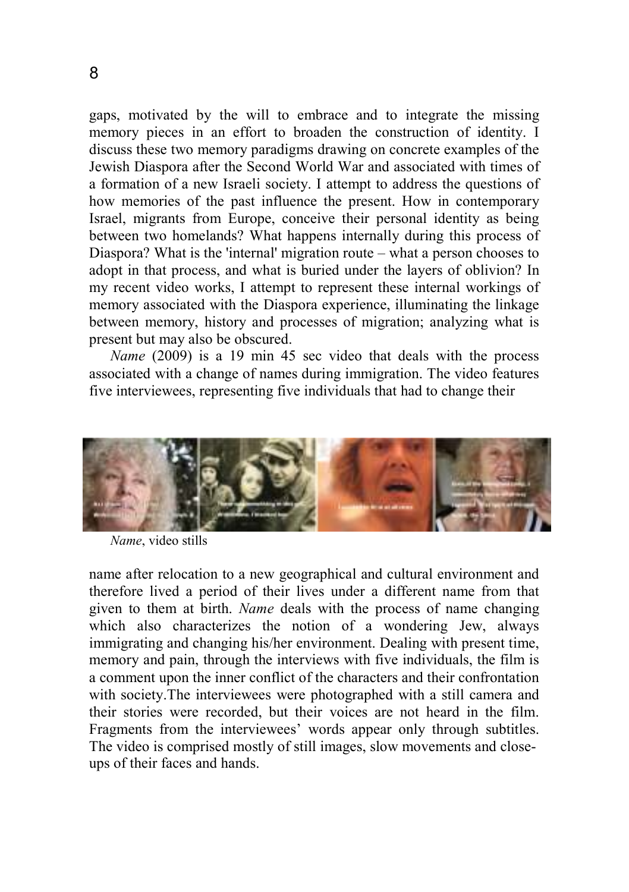gaps, motivated by the will to embrace and to integrate the missing memory pieces in an effort to broaden the construction of identity. I discuss these two memory paradigms drawing on concrete examples of the Jewish Diaspora after the Second World War and associated with times of a formation of a new Israeli society. I attempt to address the questions of how memories of the past influence the present. How in contemporary Israel, migrants from Europe, conceive their personal identity as being between two homelands? What happens internally during this process of Diaspora? What is the 'internal' migration route – what a person chooses to adopt in that process, and what is buried under the layers of oblivion? In my recent video works, I attempt to represent these internal workings of memory associated with the Diaspora experience, illuminating the linkage between memory, history and processes of migration; analyzing what is present but may also be obscured.

*Name* (2009) is a 19 min 45 sec video that deals with the process associated with a change of names during immigration. The video features five interviewees, representing five individuals that had to change their

*Name*, video stills

name after relocation to a new geographical and cultural environment and therefore lived a period of their lives under a different name from that given to them at birth. *Name* deals with the process of name changing which also characterizes the notion of a wondering Jew, always immigrating and changing his/her environment. Dealing with present time, memory and pain, through the interviews with five individuals, the film is a comment upon the inner conflict of the characters and their confrontation with society.The interviewees were photographed with a still camera and their stories were recorded, but their voices are not heard in the film. Fragments from the interviewees' words appear only through subtitles. The video is comprised mostly of still images, slow movements and close-ups of their faces and hands.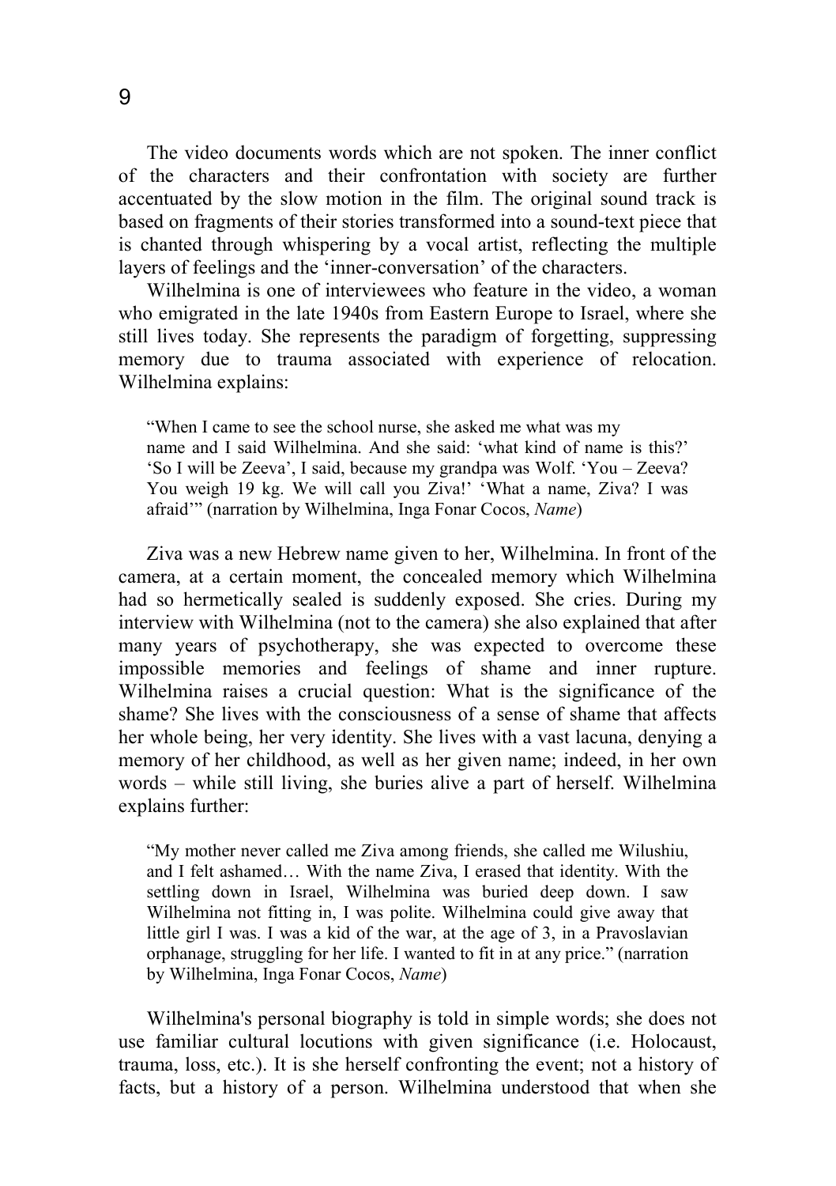The video documents words which are not spoken. The inner conflict of the characters and their confrontation with society are further accentuated by the slow motion in the film. The original sound track is based on fragments of their stories transformed into a sound-text piece that is chanted through whispering by a vocal artist, reflecting the multiple layers of feelings and the 'inner-conversation' of the characters.

Wilhelmina is one of interviewees who feature in the video, a woman who emigrated in the late 1940s from Eastern Europe to Israel, where she still lives today. She represents the paradigm of forgetting, suppressing memory due to trauma associated with experience of relocation. Wilhelmina explains:

> "When I came to see the school nurse, she asked me what was my name and I said Wilhelmina. And she said: 'what kind of name is this?' 'So I will be Zeeva', I said, because my grandpa was Wolf. 'You – Zeeva? You weigh 19 kg. We will call you Ziva!' 'What a name, Ziva? I was afraid'" (narration by Wilhelmina, Inga Fonar Cocos, *Name*)

Ziva was a new Hebrew name given to her, Wilhelmina. In front of the camera, at a certain moment, the concealed memory which Wilhelmina had so hermetically sealed is suddenly exposed. She cries. During my interview with Wilhelmina (not to the camera) she also explained that after many years of psychotherapy, she was expected to overcome these impossible memories and feelings of shame and inner rupture. Wilhelmina raises a crucial question: What is the significance of the shame? She lives with the consciousness of a sense of shame that affects her whole being, her very identity. She lives with a vast lacuna, denying a memory of her childhood, as well as her given name; indeed, in her own words – while still living, she buries alive a part of herself. Wilhelmina explains further:

> "My mother never called me Ziva among friends, she called me Wilushiu, and I felt ashamed… With the name Ziva, I erased that identity. With the settling down in Israel, Wilhelmina was buried deep down. I saw Wilhelmina not fitting in, I was polite. Wilhelmina could give away that little girl I was. I was a kid of the war, at the age of 3, in a Pravoslavian orphanage, struggling for her life. I wanted to fit in at any price." (narration by Wilhelmina, Inga Fonar Cocos, *Name*)

Wilhelmina's personal biography is told in simple words; she does not use familiar cultural locutions with given significance (i.e. Holocaust, trauma, loss, etc.). It is she herself confronting the event; not a history of facts, but a history of a person. Wilhelmina understood that when she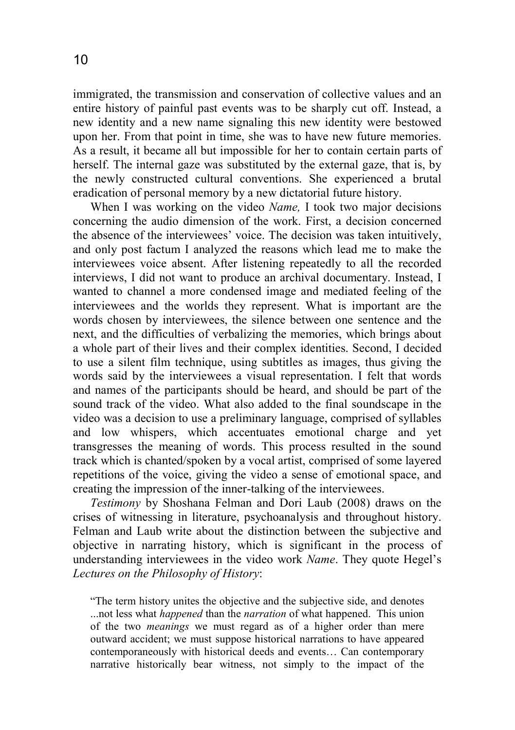immigrated, the transmission and conservation of collective values and an entire history of painful past events was to be sharply cut off. Instead, a new identity and a new name signaling this new identity were bestowed upon her. From that point in time, she was to have new future memories. As a result, it became all but impossible for her to contain certain parts of herself. The internal gaze was substituted by the external gaze, that is, by the newly constructed cultural conventions. She experienced a brutal eradication of personal memory by a new dictatorial future history.

When I was working on the video *Name,* I took two major decisions concerning the audio dimension of the work. First, a decision concerned the absence of the interviewees' voice. The decision was taken intuitively, and only post factum I analyzed the reasons which lead me to make the interviewees voice absent. After listening repeatedly to all the recorded interviews, I did not want to produce an archival documentary. Instead, I wanted to channel a more condensed image and mediated feeling of the interviewees and the worlds they represent. What is important are the words chosen by interviewees, the silence between one sentence and the next, and the difficulties of verbalizing the memories, which brings about a whole part of their lives and their complex identities. Second, I decided to use a silent film technique, using subtitles as images, thus giving the words said by the interviewees a visual representation. I felt that words and names of the participants should be heard, and should be part of the sound track of the video. What also added to the final soundscape in the video was a decision to use a preliminary language, comprised of syllables and low whispers, which accentuates emotional charge and yet transgresses the meaning of words. This process resulted in the sound track which is chanted/spoken by a vocal artist, comprised of some layered repetitions of the voice, giving the video a sense of emotional space, and creating the impression of the inner-talking of the interviewees.

*Testimony* by Shoshana Felman and Dori Laub (2008) draws on the crises of witnessing in literature, psychoanalysis and throughout history. Felman and Laub write about the distinction between the subjective and objective in narrating history, which is significant in the process of understanding interviewees in the video work *Name*. They quote Hegel's *Lectures on the Philosophy of History*:

> "The term history unites the objective and the subjective side, and denotes ...not less what *happened* than the *narration* of what happened. This union of the two *meanings* we must regard as of a higher order than mere outward accident; we must suppose historical narrations to have appeared contemporaneously with historical deeds and events… Can contemporary narrative historically bear witness, not simply to the impact of the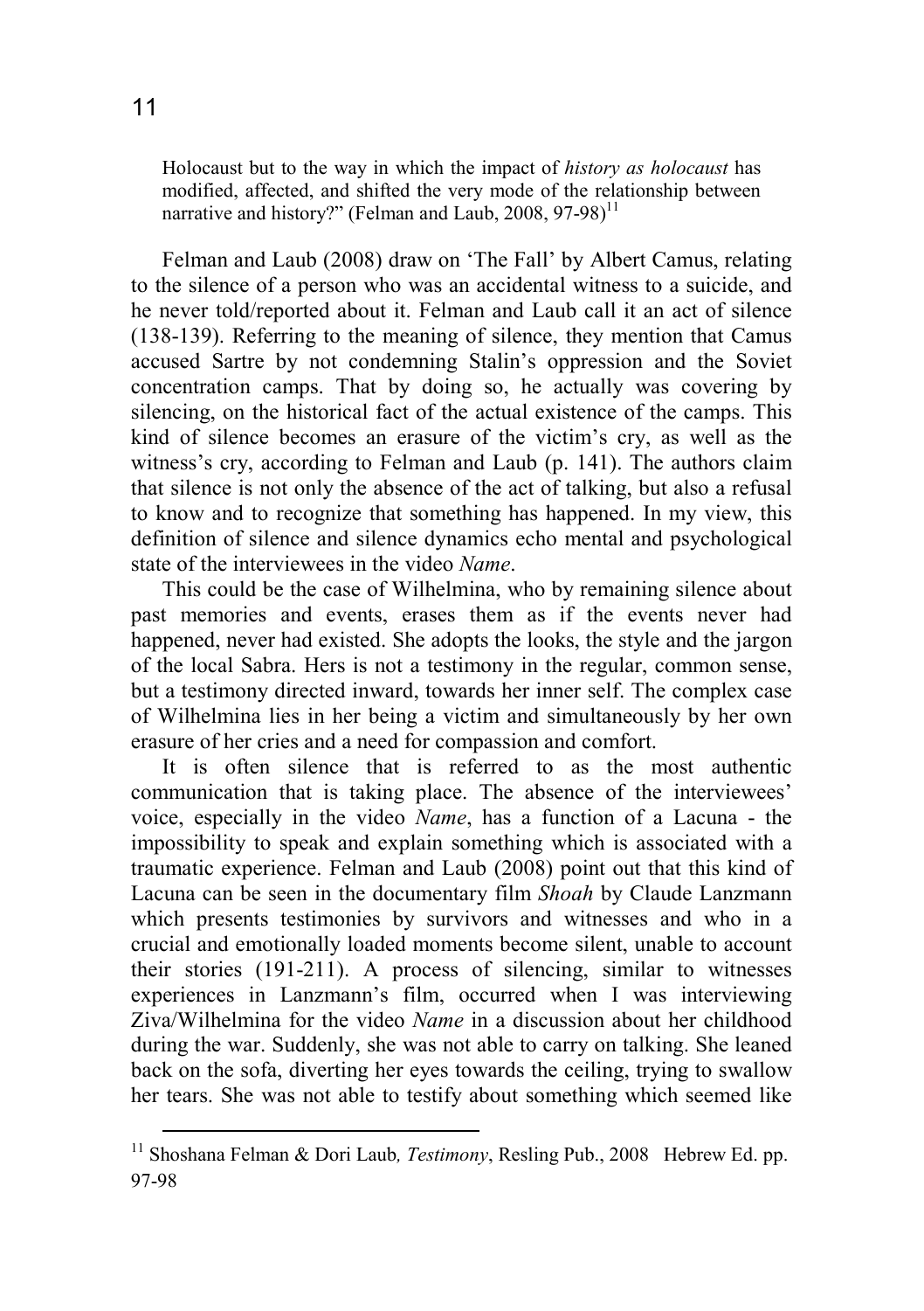Holocaust but to the way in which the impact of *history as holocaust* has modified, affected, and shifted the very mode of the relationship between narrative and history?" (Felman and Laub, 2008, 97-98)[11]

Felman and Laub (2008) draw on 'The Fall' by Albert Camus, relating to the silence of a person who was an accidental witness to a suicide, and he never told/reported about it. Felman and Laub call it an act of silence (138-139). Referring to the meaning of silence, they mention that Camus accused Sartre by not condemning Stalin's oppression and the Soviet concentration camps. That by doing so, he actually was covering by silencing, on the historical fact of the actual existence of the camps. This kind of silence becomes an erasure of the victim's cry, as well as the witness's cry, according to Felman and Laub (p. 141). The authors claim that silence is not only the absence of the act of talking, but also a refusal to know and to recognize that something has happened. In my view, this definition of silence and silence dynamics echo mental and psychological state of the interviewees in the video *Name*.

This could be the case of Wilhelmina, who by remaining silence about past memories and events, erases them as if the events never had happened, never had existed. She adopts the looks, the style and the jargon of the local Sabra. Hers is not a testimony in the regular, common sense, but a testimony directed inward, towards her inner self. The complex case of Wilhelmina lies in her being a victim and simultaneously by her own erasure of her cries and a need for compassion and comfort.

It is often silence that is referred to as the most authentic communication that is taking place. The absence of the interviewees' voice, especially in the video *Name*, has a function of a Lacuna - the impossibility to speak and explain something which is associated with a traumatic experience. Felman and Laub (2008) point out that this kind of Lacuna can be seen in the documentary film *Shoah* by Claude Lanzmann which presents testimonies by survivors and witnesses and who in a crucial and emotionally loaded moments become silent, unable to account their stories (191-211). A process of silencing, similar to witnesses experiences in Lanzmann's film, occurred when I was interviewing Ziva/Wilhelmina for the video *Name* in a discussion about her childhood during the war. Suddenly, she was not able to carry on talking. She leaned back on the sofa, diverting her eyes towards the ceiling, trying to swallow her tears. She was not able to testify about something which seemed like

---

[11] Shoshana Felman & Dori Laub*, Testimony*, Resling Pub., 2008 Hebrew Ed. pp. 97-98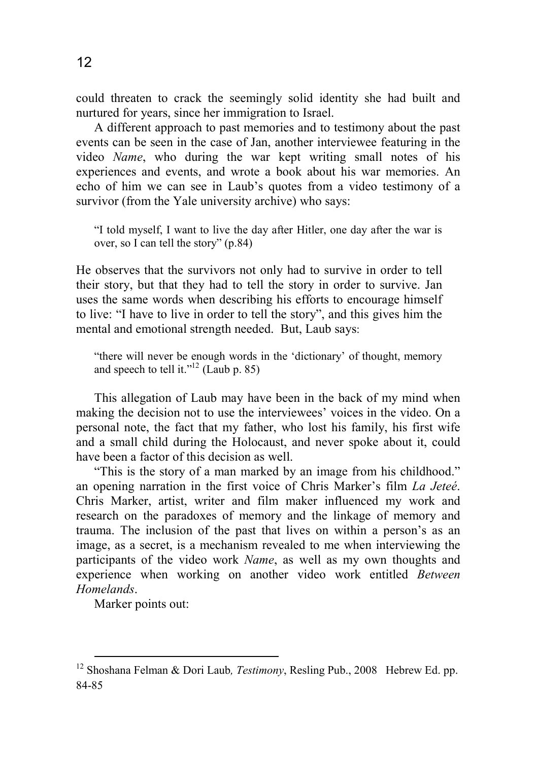could threaten to crack the seemingly solid identity she had built and nurtured for years, since her immigration to Israel.

A different approach to past memories and to testimony about the past events can be seen in the case of Jan, another interviewee featuring in the video *Name*, who during the war kept writing small notes of his experiences and events, and wrote a book about his war memories. An echo of him we can see in Laub's quotes from a video testimony of a survivor (from the Yale university archive) who says:

> "I told myself, I want to live the day after Hitler, one day after the war is over, so I can tell the story" (p.84)

He observes that the survivors not only had to survive in order to tell their story, but that they had to tell the story in order to survive. Jan uses the same words when describing his efforts to encourage himself to live: "I have to live in order to tell the story", and this gives him the mental and emotional strength needed. But, Laub says:

> "there will never be enough words in the 'dictionary' of thought, memory and speech to tell it."[12] (Laub p. 85)

This allegation of Laub may have been in the back of my mind when making the decision not to use the interviewees' voices in the video. On a personal note, the fact that my father, who lost his family, his first wife and a small child during the Holocaust, and never spoke about it, could have been a factor of this decision as well.

"This is the story of a man marked by an image from his childhood." an opening narration in the first voice of Chris Marker's film *La Jeteé*. Chris Marker, artist, writer and film maker influenced my work and research on the paradoxes of memory and the linkage of memory and trauma. The inclusion of the past that lives on within a person's as an image, as a secret, is a mechanism revealed to me when interviewing the participants of the video work *Name*, as well as my own thoughts and experience when working on another video work entitled *Between Homelands*.

Marker points out:

---

[12] Shoshana Felman & Dori Laub*, Testimony*, Resling Pub., 2008 Hebrew Ed. pp. 84-85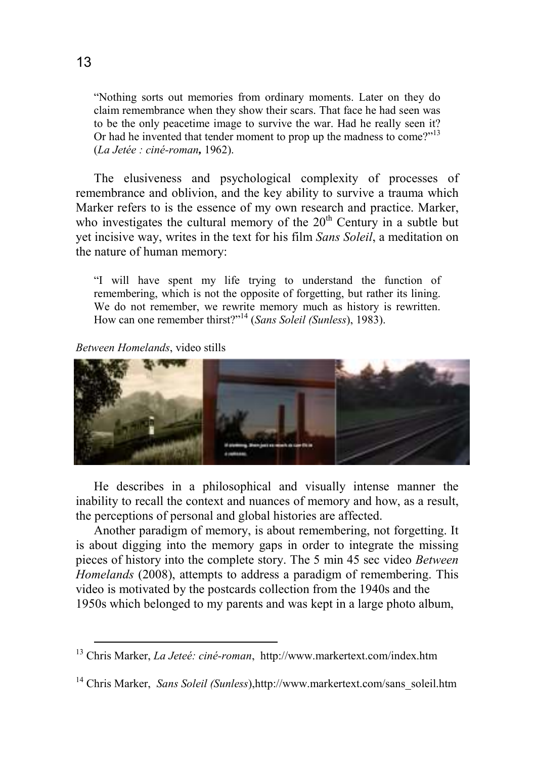> "Nothing sorts out memories from ordinary moments. Later on they do claim remembrance when they show their scars. That face he had seen was to be the only peacetime image to survive the war. Had he really seen it? Or had he invented that tender moment to prop up the madness to come?"[13] (*La Jetée : ciné-roman*, 1962).

The elusiveness and psychological complexity of processes of remembrance and oblivion, and the key ability to survive a trauma which Marker refers to is the essence of my own research and practice. Marker, who investigates the cultural memory of the 20th Century in a subtle but yet incisive way, writes in the text for his film *Sans Soleil*, a meditation on the nature of human memory:

> "I will have spent my life trying to understand the function of remembering, which is not the opposite of forgetting, but rather its lining. We do not remember, we rewrite memory much as history is rewritten. How can one remember thirst?"[14] (*Sans Soleil (Sunless*), 1983).

*Between Homelands*, video stills

He describes in a philosophical and visually intense manner the inability to recall the context and nuances of memory and how, as a result, the perceptions of personal and global histories are affected.

Another paradigm of memory, is about remembering, not forgetting. It is about digging into the memory gaps in order to integrate the missing pieces of history into the complete story. The 5 min 45 sec video *Between Homelands* (2008), attempts to address a paradigm of remembering. This video is motivated by the postcards collection from the 1940s and the 1950s which belonged to my parents and was kept in a large photo album,

---

[13] Chris Marker, *La Jeteé: ciné-roman*, http://www.markertext.com/index.htm

[14] Chris Marker, *Sans Soleil (Sunless*),http://www.markertext.com/sans_soleil.htm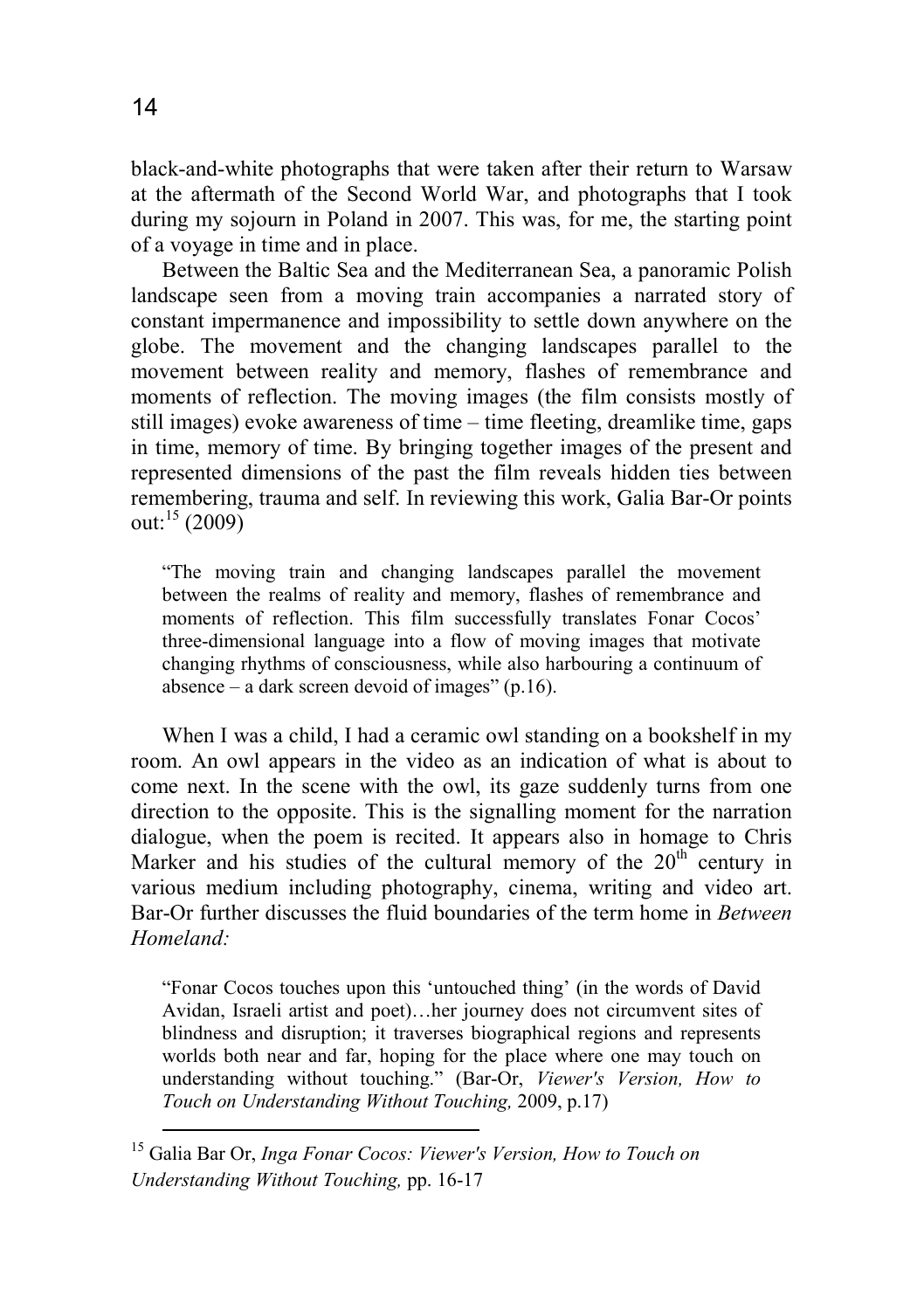black-and-white photographs that were taken after their return to Warsaw at the aftermath of the Second World War, and photographs that I took during my sojourn in Poland in 2007. This was, for me, the starting point of a voyage in time and in place.

Between the Baltic Sea and the Mediterranean Sea, a panoramic Polish landscape seen from a moving train accompanies a narrated story of constant impermanence and impossibility to settle down anywhere on the globe. The movement and the changing landscapes parallel to the movement between reality and memory, flashes of remembrance and moments of reflection. The moving images (the film consists mostly of still images) evoke awareness of time – time fleeting, dreamlike time, gaps in time, memory of time. By bringing together images of the present and represented dimensions of the past the film reveals hidden ties between remembering, trauma and self. In reviewing this work, Galia Bar-Or points out:[15] (2009)

> "The moving train and changing landscapes parallel the movement between the realms of reality and memory, flashes of remembrance and moments of reflection. This film successfully translates Fonar Cocos' three-dimensional language into a flow of moving images that motivate changing rhythms of consciousness, while also harbouring a continuum of absence – a dark screen devoid of images" (p.16).

When I was a child, I had a ceramic owl standing on a bookshelf in my room. An owl appears in the video as an indication of what is about to come next. In the scene with the owl, its gaze suddenly turns from one direction to the opposite. This is the signalling moment for the narration dialogue, when the poem is recited. It appears also in homage to Chris Marker and his studies of the cultural memory of the 20th century in various medium including photography, cinema, writing and video art. Bar-Or further discusses the fluid boundaries of the term home in *Between Homeland:*

> "Fonar Cocos touches upon this 'untouched thing' (in the words of David Avidan, Israeli artist and poet)…her journey does not circumvent sites of blindness and disruption; it traverses biographical regions and represents worlds both near and far, hoping for the place where one may touch on understanding without touching." (Bar-Or, *Viewer's Version, How to Touch on Understanding Without Touching,* 2009, p.17)

---

[15] Galia Bar Or, *Inga Fonar Cocos: Viewer's Version, How to Touch on Understanding Without Touching,* pp. 16-17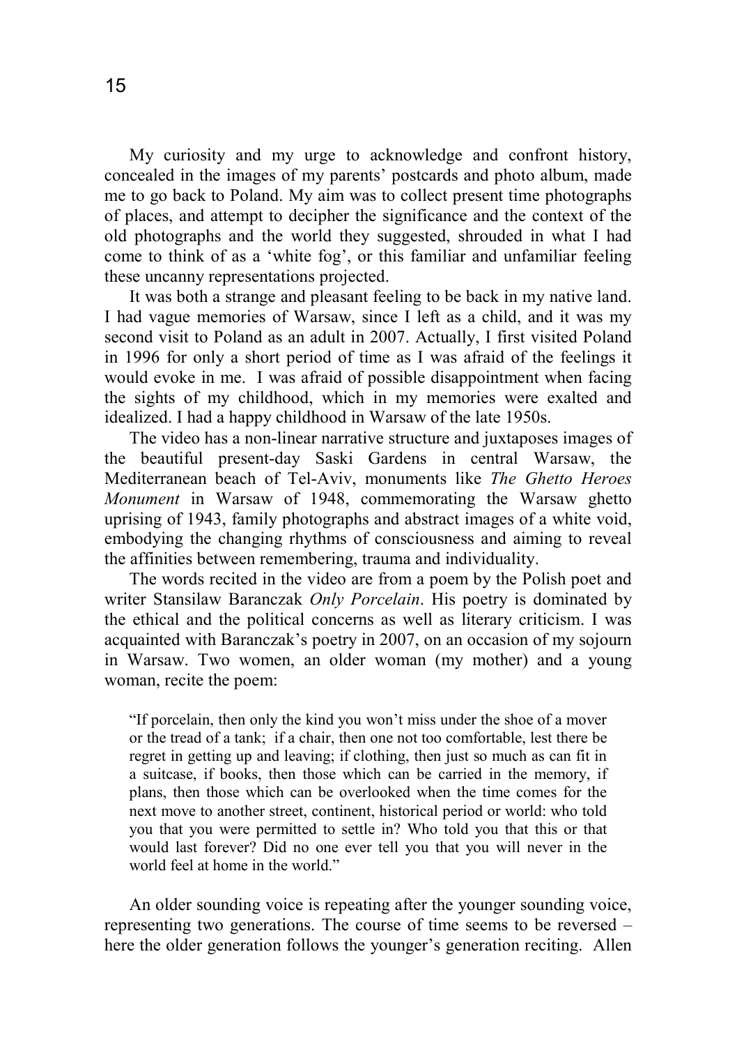My curiosity and my urge to acknowledge and confront history, concealed in the images of my parents' postcards and photo album, made me to go back to Poland. My aim was to collect present time photographs of places, and attempt to decipher the significance and the context of the old photographs and the world they suggested, shrouded in what I had come to think of as a 'white fog', or this familiar and unfamiliar feeling these uncanny representations projected.

It was both a strange and pleasant feeling to be back in my native land. I had vague memories of Warsaw, since I left as a child, and it was my second visit to Poland as an adult in 2007. Actually, I first visited Poland in 1996 for only a short period of time as I was afraid of the feelings it would evoke in me. I was afraid of possible disappointment when facing the sights of my childhood, which in my memories were exalted and idealized. I had a happy childhood in Warsaw of the late 1950s.

The video has a non-linear narrative structure and juxtaposes images of the beautiful present-day Saski Gardens in central Warsaw, the Mediterranean beach of Tel-Aviv, monuments like *The Ghetto Heroes Monument* in Warsaw of 1948, commemorating the Warsaw ghetto uprising of 1943, family photographs and abstract images of a white void, embodying the changing rhythms of consciousness and aiming to reveal the affinities between remembering, trauma and individuality.

The words recited in the video are from a poem by the Polish poet and writer Stansilaw Baranczak *Only Porcelain*. His poetry is dominated by the ethical and the political concerns as well as literary criticism. I was acquainted with Baranczak's poetry in 2007, on an occasion of my sojourn in Warsaw. Two women, an older woman (my mother) and a young woman, recite the poem:

> "If porcelain, then only the kind you won't miss under the shoe of a mover or the tread of a tank; if a chair, then one not too comfortable, lest there be regret in getting up and leaving; if clothing, then just so much as can fit in a suitcase, if books, then those which can be carried in the memory, if plans, then those which can be overlooked when the time comes for the next move to another street, continent, historical period or world: who told you that you were permitted to settle in? Who told you that this or that would last forever? Did no one ever tell you that you will never in the world feel at home in the world."

An older sounding voice is repeating after the younger sounding voice, representing two generations. The course of time seems to be reversed – here the older generation follows the younger's generation reciting. Allen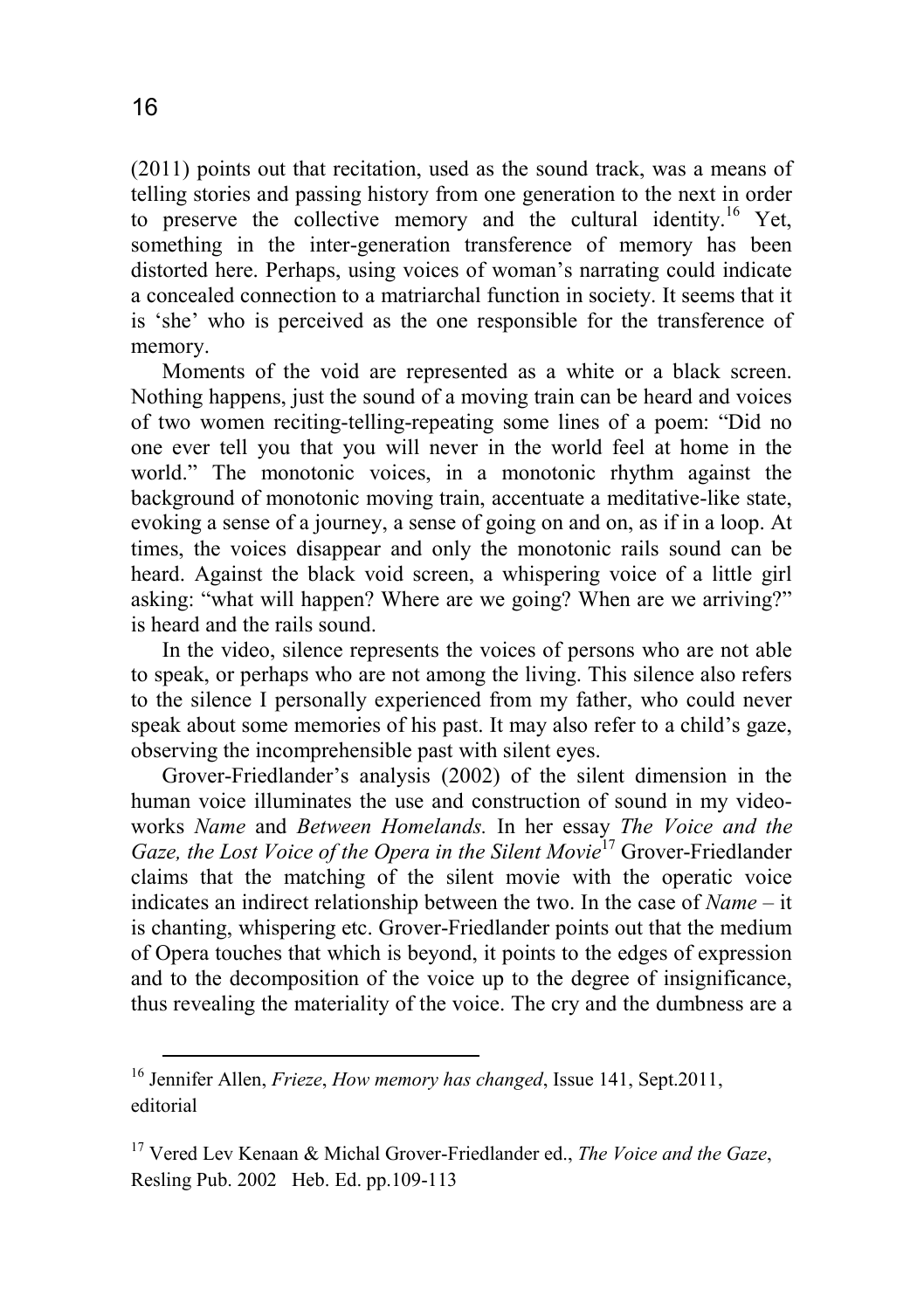(2011) points out that recitation, used as the sound track, was a means of telling stories and passing history from one generation to the next in order to preserve the collective memory and the cultural identity.[16] Yet, something in the inter-generation transference of memory has been distorted here. Perhaps, using voices of woman's narrating could indicate a concealed connection to a matriarchal function in society. It seems that it is 'she' who is perceived as the one responsible for the transference of memory.

Moments of the void are represented as a white or a black screen. Nothing happens, just the sound of a moving train can be heard and voices of two women reciting-telling-repeating some lines of a poem: "Did no one ever tell you that you will never in the world feel at home in the world." The monotonic voices, in a monotonic rhythm against the background of monotonic moving train, accentuate a meditative-like state, evoking a sense of a journey, a sense of going on and on, as if in a loop. At times, the voices disappear and only the monotonic rails sound can be heard. Against the black void screen, a whispering voice of a little girl asking: "what will happen? Where are we going? When are we arriving?" is heard and the rails sound.

In the video, silence represents the voices of persons who are not able to speak, or perhaps who are not among the living. This silence also refers to the silence I personally experienced from my father, who could never speak about some memories of his past. It may also refer to a child's gaze, observing the incomprehensible past with silent eyes.

Grover-Friedlander's analysis (2002) of the silent dimension in the human voice illuminates the use and construction of sound in my video-works *Name* and *Between Homelands.* In her essay *The Voice and the Gaze, the Lost Voice of the Opera in the Silent Movie*[17] Grover-Friedlander claims that the matching of the silent movie with the operatic voice indicates an indirect relationship between the two. In the case of *Name* – it is chanting, whispering etc. Grover-Friedlander points out that the medium of Opera touches that which is beyond, it points to the edges of expression and to the decomposition of the voice up to the degree of insignificance, thus revealing the materiality of the voice. The cry and the dumbness are a

---

[16] Jennifer Allen, *Frieze*, *How memory has changed*, Issue 141, Sept.2011, editorial

[17] Vered Lev Kenaan & Michal Grover-Friedlander ed., *The Voice and the Gaze*, Resling Pub. 2002 Heb. Ed. pp.109-113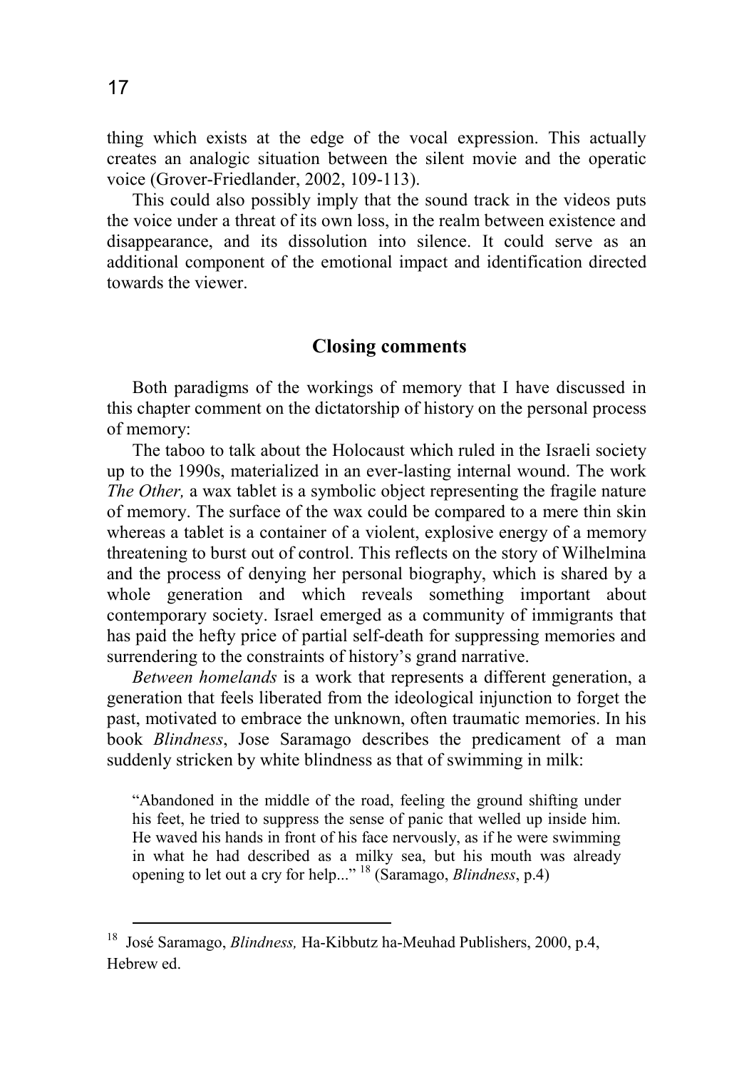thing which exists at the edge of the vocal expression. This actually creates an analogic situation between the silent movie and the operatic voice (Grover-Friedlander, 2002, 109-113).

This could also possibly imply that the sound track in the videos puts the voice under a threat of its own loss, in the realm between existence and disappearance, and its dissolution into silence. It could serve as an additional component of the emotional impact and identification directed towards the viewer.

## Closing comments

Both paradigms of the workings of memory that I have discussed in this chapter comment on the dictatorship of history on the personal process of memory:

The taboo to talk about the Holocaust which ruled in the Israeli society up to the 1990s, materialized in an ever-lasting internal wound. The work *The Other,* a wax tablet is a symbolic object representing the fragile nature of memory. The surface of the wax could be compared to a mere thin skin whereas a tablet is a container of a violent, explosive energy of a memory threatening to burst out of control. This reflects on the story of Wilhelmina and the process of denying her personal biography, which is shared by a whole generation and which reveals something important about contemporary society. Israel emerged as a community of immigrants that has paid the hefty price of partial self-death for suppressing memories and surrendering to the constraints of history's grand narrative.

*Between homelands* is a work that represents a different generation, a generation that feels liberated from the ideological injunction to forget the past, motivated to embrace the unknown, often traumatic memories. In his book *Blindness*, Jose Saramago describes the predicament of a man suddenly stricken by white blindness as that of swimming in milk:

> "Abandoned in the middle of the road, feeling the ground shifting under his feet, he tried to suppress the sense of panic that welled up inside him. He waved his hands in front of his face nervously, as if he were swimming in what he had described as a milky sea, but his mouth was already opening to let out a cry for help..." [18] (Saramago, *Blindness*, p.4)

---

[18] José Saramago, *Blindness,* Ha-Kibbutz ha-Meuhad Publishers, 2000, p.4, Hebrew ed.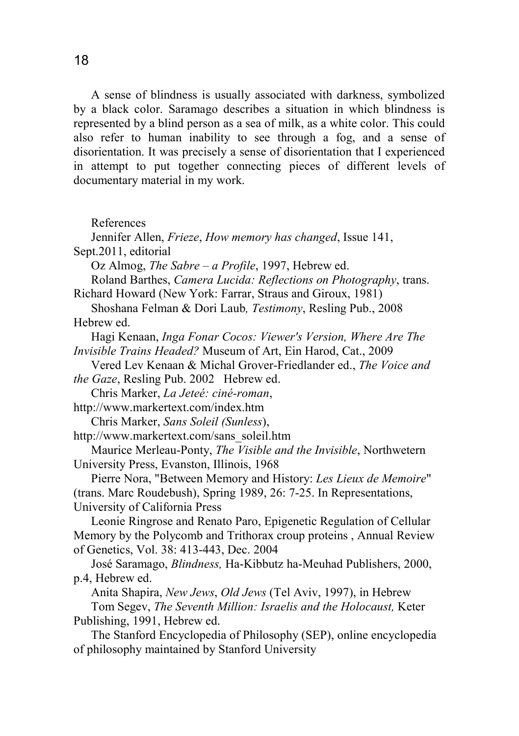A sense of blindness is usually associated with darkness, symbolized by a black color. Saramago describes a situation in which blindness is represented by a blind person as a sea of milk, as a white color. This could also refer to human inability to see through a fog, and a sense of disorientation. It was precisely a sense of disorientation that I experienced in attempt to put together connecting pieces of different levels of documentary material in my work.

References

Jennifer Allen, *Frieze*, *How memory has changed*, Issue 141, Sept.2011, editorial

Oz Almog, *The Sabre – a Profile*, 1997, Hebrew ed.

Roland Barthes, *Camera Lucida: Reflections on Photography*, trans. Richard Howard (New York: Farrar, Straus and Giroux, 1981)

Shoshana Felman & Dori Laub*, Testimony*, Resling Pub., 2008 Hebrew ed.

Hagi Kenaan, *Inga Fonar Cocos: Viewer's Version, Where Are The Invisible Trains Headed?* Museum of Art, Ein Harod, Cat., 2009

Vered Lev Kenaan & Michal Grover-Friedlander ed., *The Voice and the Gaze*, Resling Pub. 2002 Hebrew ed.

Chris Marker, *La Jeteé: ciné-roman*, http://www.markertext.com/index.htm

Chris Marker, *Sans Soleil (Sunless*), http://www.markertext.com/sans_soleil.htm

Maurice Merleau-Ponty, *The Visible and the Invisible*, Northwetern University Press, Evanston, Illinois, 1968

Pierre Nora, "Between Memory and History: *Les Lieux de Memoire*" (trans. Marc Roudebush), Spring 1989, 26: 7-25. In Representations, University of California Press

Leonie Ringrose and Renato Paro, Epigenetic Regulation of Cellular Memory by the Polycomb and Trithorax croup proteins , Annual Review of Genetics, Vol. 38: 413-443, Dec. 2004

José Saramago, *Blindness,* Ha-Kibbutz ha-Meuhad Publishers, 2000, p.4, Hebrew ed.

Anita Shapira, *New Jews*, *Old Jews* (Tel Aviv, 1997), in Hebrew

Tom Segev, *The Seventh Million: Israelis and the Holocaust,* Keter Publishing, 1991, Hebrew ed.

The Stanford Encyclopedia of Philosophy (SEP), online encyclopedia of philosophy maintained by Stanford University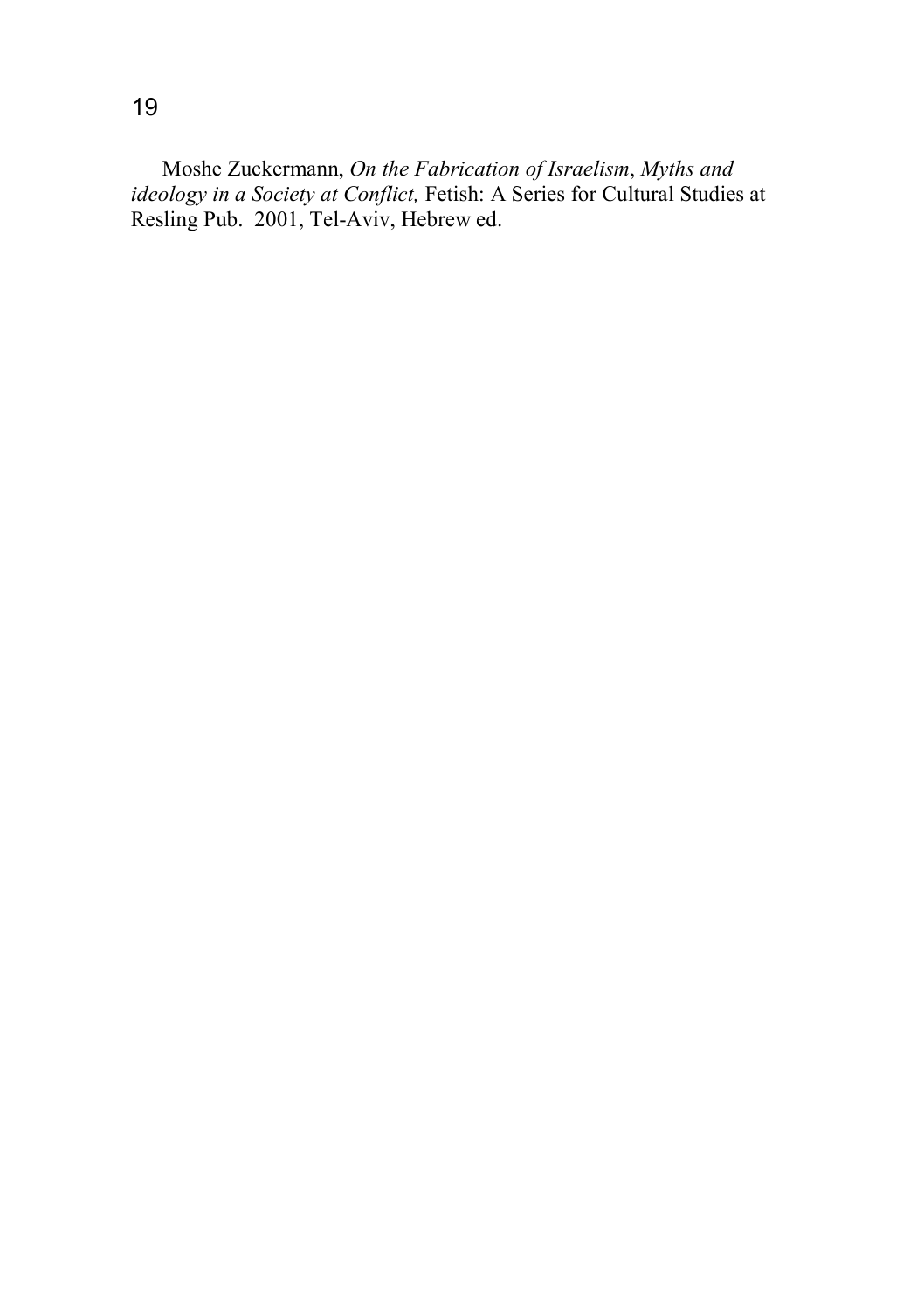Moshe Zuckermann, *On the Fabrication of Israelism*, *Myths and ideology in a Society at Conflict,* Fetish: A Series for Cultural Studies at Resling Pub. 2001, Tel-Aviv, Hebrew ed.